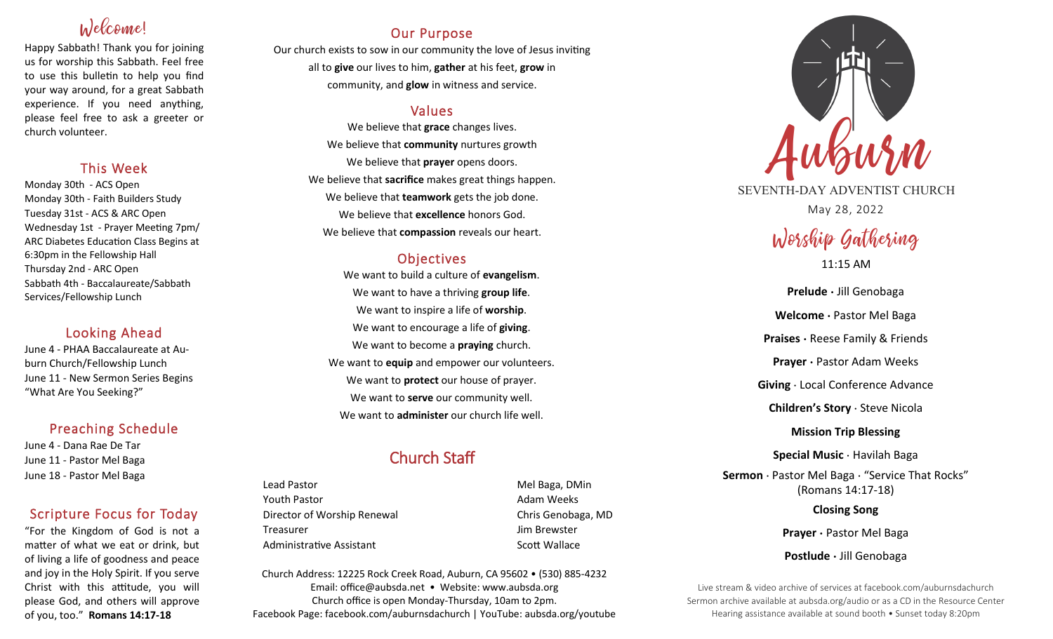## Welcome!

Happy Sabbath! Thank you for joining us for worship this Sabbath. Feel free to use this bulletin to help you find your way around, for a great Sabbath experience. If you need anything, please feel free to ask a greeter or church volunteer.

## This Week

Monday 30th - ACS Open
Monday 30th - Faith Builders Study
Tuesday 31st - ACS & ARC Open
Wednesday 1st - Prayer Meeting 7pm/ ARC Diabetes Education Class Begins at 6:30pm in the Fellowship Hall
Thursday 2nd - ARC Open
Sabbath 4th - Baccalaureate/Sabbath Services/Fellowship Lunch

## Looking Ahead

June 4 - PHAA Baccalaureate at Auburn Church/Fellowship Lunch
June 11 - New Sermon Series Begins "What Are You Seeking?"

## Preaching Schedule

June 4 - Dana Rae De Tar
June 11 - Pastor Mel Baga
June 18 - Pastor Mel Baga

## Scripture Focus for Today

"For the Kingdom of God is not a matter of what we eat or drink, but of living a life of goodness and peace and joy in the Holy Spirit. If you serve Christ with this attitude, you will please God, and others will approve of you, too." **Romans 14:17-18**

## Our Purpose

Our church exists to sow in our community the love of Jesus inviting all to **give** our lives to him, **gather** at his feet, **grow** in community, and **glow** in witness and service.

## Values

We believe that **grace** changes lives.
We believe that **community** nurtures growth
We believe that **prayer** opens doors.
We believe that **sacrifice** makes great things happen.
We believe that **teamwork** gets the job done.
We believe that **excellence** honors God.
We believe that **compassion** reveals our heart.

## Objectives

We want to build a culture of **evangelism**.
We want to have a thriving **group life**.
We want to inspire a life of **worship**.
We want to encourage a life of **giving**.
We want to become a **praying** church.
We want to **equip** and empower our volunteers.
We want to **protect** our house of prayer.
We want to **serve** our community well.
We want to **administer** our church life well.

## Church Staff

| | |
|---|---|
| Lead Pastor | Mel Baga, DMin |
| Youth Pastor | Adam Weeks |
| Director of Worship Renewal | Chris Genobaga, MD |
| Treasurer | Jim Brewster |
| Administrative Assistant | Scott Wallace |

Church Address: 12225 Rock Creek Road, Auburn, CA 95602 • (530) 885-4232
Email: office@aubsda.net • Website: www.aubsda.org
Church office is open Monday-Thursday, 10am to 2pm.
Facebook Page: facebook.com/auburnsdachurch | YouTube: aubsda.org/youtube

# Auburn

SEVENTH-DAY ADVENTIST CHURCH

May 28, 2022

## Worship Gathering

11:15 AM

**Prelude** · Jill Genobaga

**Welcome** · Pastor Mel Baga

**Praises** · Reese Family & Friends

**Prayer** · Pastor Adam Weeks

**Giving** · Local Conference Advance

**Children's Story** · Steve Nicola

**Mission Trip Blessing**

**Special Music** · Havilah Baga

**Sermon** · Pastor Mel Baga · "Service That Rocks" (Romans 14:17-18)

**Closing Song**

**Prayer** · Pastor Mel Baga

**Postlude** · Jill Genobaga

Live stream & video archive of services at facebook.com/auburnsdachurch
Sermon archive available at aubsda.org/audio or as a CD in the Resource Center
Hearing assistance available at sound booth • Sunset today 8:20pm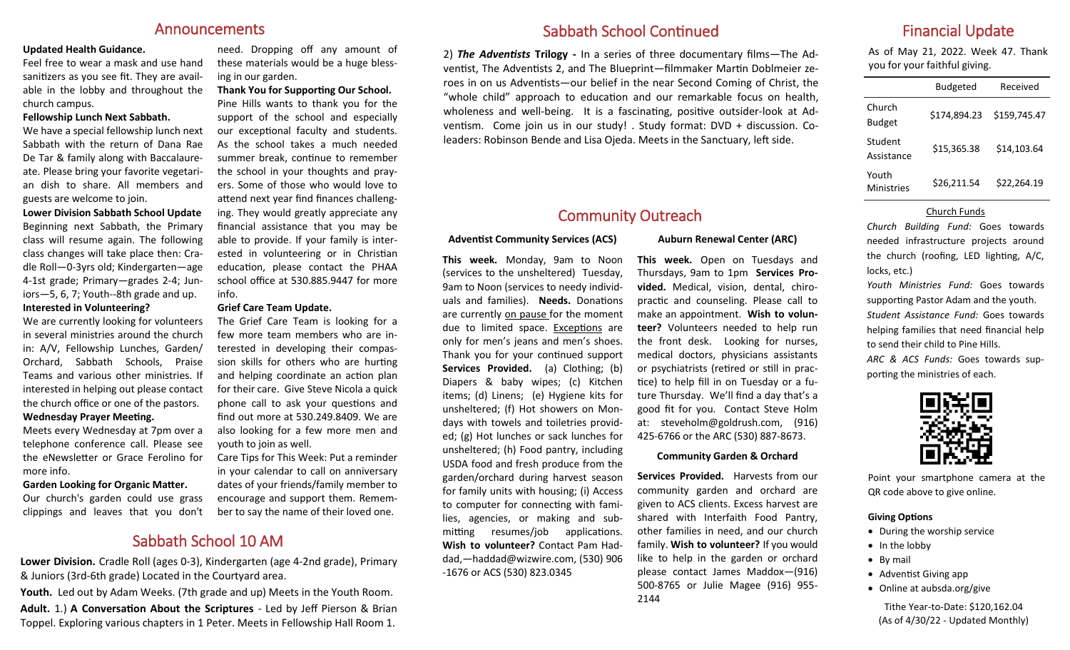## Announcements

**Updated Health Guidance.**
Feel free to wear a mask and use hand sanitizers as you see fit. They are available in the lobby and throughout the church campus.

**Fellowship Lunch Next Sabbath.**
We have a special fellowship lunch next Sabbath with the return of Dana Rae De Tar & family along with Baccalaureate. Please bring your favorite vegetarian dish to share. All members and guests are welcome to join.

**Lower Division Sabbath School Update**
Beginning next Sabbath, the Primary class will resume again. The following class changes will take place then: Cradle Roll—0-3yrs old; Kindergarten—age 4-1st grade; Primary—grades 2-4; Juniors—5, 6, 7; Youth--8th grade and up.

**Interested in Volunteering?**
We are currently looking for volunteers in several ministries around the church in: A/V, Fellowship Lunches, Garden/Orchard, Sabbath Schools, Praise Teams and various other ministries. If interested in helping out please contact the church office or one of the pastors.

**Wednesday Prayer Meeting.**
Meets every Wednesday at 7pm over a telephone conference call. Please see the eNewsletter or Grace Ferolino for more info.

**Garden Looking for Organic Matter.**
Our church's garden could use grass clippings and leaves that you don't need. Dropping off any amount of these materials would be a huge blessing in our garden.

**Thank You for Supporting Our School.**
Pine Hills wants to thank you for the support of the school and especially our exceptional faculty and students. As the school takes a much needed summer break, continue to remember the school in your thoughts and prayers. Some of those who would love to attend next year find finances challenging. They would greatly appreciate any financial assistance that you may be able to provide. If your family is interested in volunteering or in Christian education, please contact the PHAA school office at 530.885.9447 for more info.

**Grief Care Team Update.**
The Grief Care Team is looking for a few more team members who are interested in developing their compassion skills for others who are hurting and helping coordinate an action plan for their care. Give Steve Nicola a quick phone call to ask your questions and find out more at 530.249.8409. We are also looking for a few more men and youth to join as well.

Care Tips for This Week: Put a reminder in your calendar to call on anniversary dates of your friends/family member to encourage and support them. Remember to say the name of their loved one.

## Sabbath School 10 AM

**Lower Division.** Cradle Roll (ages 0-3), Kindergarten (age 4-2nd grade), Primary & Juniors (3rd-6th grade) Located in the Courtyard area.

**Youth.** Led out by Adam Weeks. (7th grade and up) Meets in the Youth Room.

**Adult.** 1.) **A Conversation About the Scriptures** - Led by Jeff Pierson & Brian Toppel. Exploring various chapters in 1 Peter. Meets in Fellowship Hall Room 1.

## Sabbath School Continued

2) ***The Adventists* Trilogy -** In a series of three documentary films—The Adventist, The Adventists 2, and The Blueprint—filmmaker Martin Doblmeier zeroes in on us as Adventists—our belief in the near Second Coming of Christ, the "whole child" approach to education and our remarkable focus on health, wholeness and well-being. It is a fascinating, positive outsider-look at Adventism. Come join us in our study! . Study format: DVD + discussion. Co-leaders: Robinson Bende and Lisa Ojeda. Meets in the Sanctuary, left side.

## Community Outreach

### Adventist Community Services (ACS)

**This week.** Monday, 9am to Noon (services to the unsheltered) Tuesday, 9am to Noon (services to needy individuals and families). **Needs.** Donations are currently on pause for the moment due to limited space. Exceptions are only for men's jeans and men's shoes. Thank you for your continued support **Services Provided.** (a) Clothing; (b) Diapers & baby wipes; (c) Kitchen items; (d) Linens; (e) Hygiene kits for unsheltered; (f) Hot showers on Mondays with towels and toiletries provided; (g) Hot lunches or sack lunches for unsheltered; (h) Food pantry, including USDA food and fresh produce from the garden/orchard during harvest season for family units with housing; (i) Access to computer for connecting with families, agencies, or making and submitting resumes/job applications. **Wish to volunteer?** Contact Pam Haddad,—haddad@wizwire.com, (530) 906-1676 or ACS (530) 823.0345

### Auburn Renewal Center (ARC)

**This week.** Open on Tuesdays and Thursdays, 9am to 1pm **Services Provided.** Medical, vision, dental, chiropractic and counseling. Please call to make an appointment. **Wish to volunteer?** Volunteers needed to help run the front desk. Looking for nurses, medical doctors, physicians assistants or psychiatrists (retired or still in practice) to help fill in on Tuesday or a future Thursday. We'll find a day that's a good fit for you. Contact Steve Holm at: steveholm@goldrush.com, (916) 425-6766 or the ARC (530) 887-8673.

### Community Garden & Orchard

**Services Provided.** Harvests from our community garden and orchard are given to ACS clients. Excess harvest are shared with Interfaith Food Pantry, other families in need, and our church family. **Wish to volunteer?** If you would like to help in the garden or orchard please contact James Maddox—(916) 500-8765 or Julie Magee (916) 955-2144

## Financial Update

As of May 21, 2022. Week 47. Thank you for your faithful giving.

| | Budgeted | Received |
|---|---|---|
| Church Budget | $174,894.23 | $159,745.47 |
| Student Assistance | $15,365.38 | $14,103.64 |
| Youth Ministries | $26,211.54 | $22,264.19 |

Church Funds

*Church Building Fund:* Goes towards needed infrastructure projects around the church (roofing, LED lighting, A/C, locks, etc.)

*Youth Ministries Fund:* Goes towards supporting Pastor Adam and the youth.

*Student Assistance Fund:* Goes towards helping families that need financial help to send their child to Pine Hills.

*ARC & ACS Funds:* Goes towards supporting the ministries of each.

Point your smartphone camera at the QR code above to give online.

**Giving Options**

- During the worship service
- In the lobby
- By mail
- Adventist Giving app
- Online at aubsda.org/give

Tithe Year-to-Date: $120,162.04
(As of 4/30/22 - Updated Monthly)